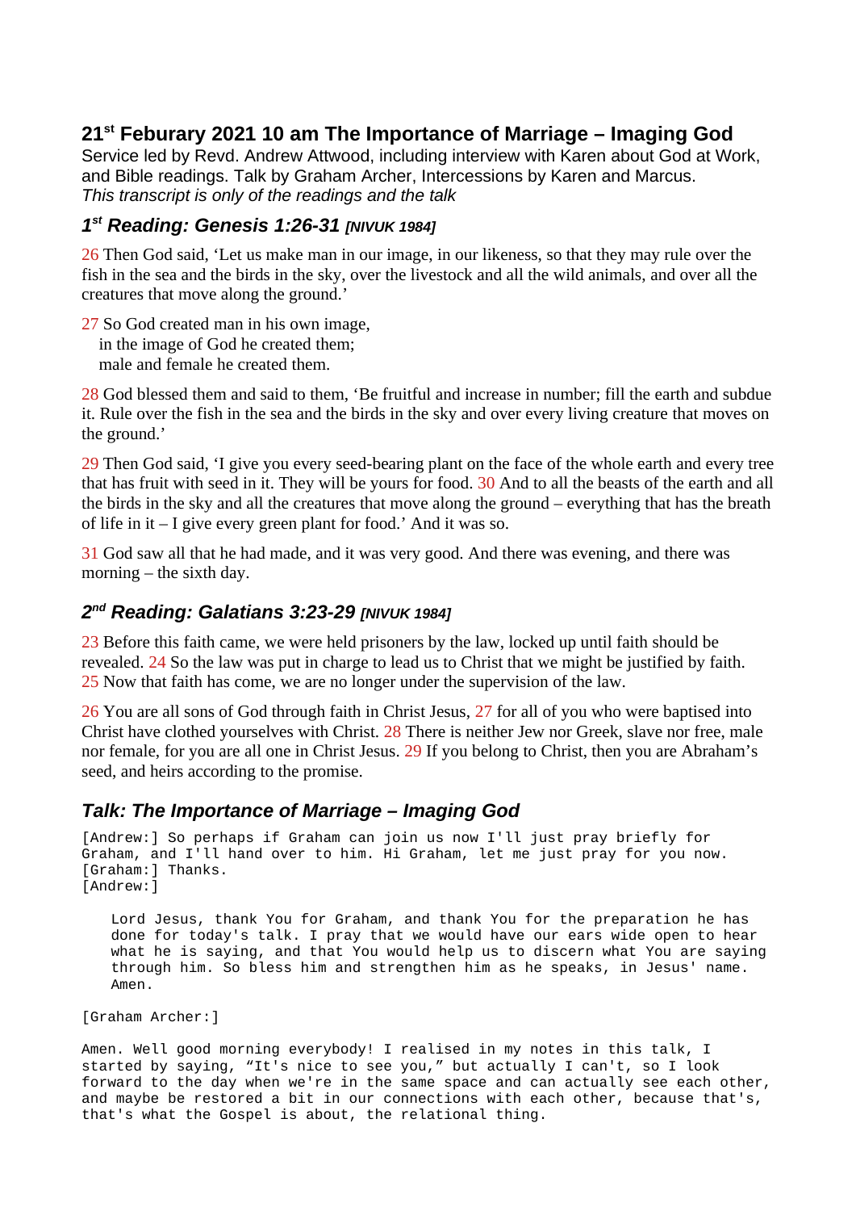# 21st Feburary 2021 10 am The Importance of Marriage – Imaging God

Service led by Revd. Andrew Attwood, including interview with Karen about God at Work, and Bible readings. Talk by Graham Archer, Intercessions by Karen and Marcus.
*This transcript is only of the readings and the talk*

## *1st Reading: Genesis 1:26-31 [NIVUK 1984]*

26 Then God said, 'Let us make man in our image, in our likeness, so that they may rule over the fish in the sea and the birds in the sky, over the livestock and all the wild animals, and over all the creatures that move along the ground.'

27 So God created man in his own image,
in the image of God he created them;
male and female he created them.

28 God blessed them and said to them, 'Be fruitful and increase in number; fill the earth and subdue it. Rule over the fish in the sea and the birds in the sky and over every living creature that moves on the ground.'

29 Then God said, 'I give you every seed-bearing plant on the face of the whole earth and every tree that has fruit with seed in it. They will be yours for food. 30 And to all the beasts of the earth and all the birds in the sky and all the creatures that move along the ground – everything that has the breath of life in it – I give every green plant for food.' And it was so.

31 God saw all that he had made, and it was very good. And there was evening, and there was morning – the sixth day.

## *2nd Reading: Galatians 3:23-29 [NIVUK 1984]*

23 Before this faith came, we were held prisoners by the law, locked up until faith should be revealed. 24 So the law was put in charge to lead us to Christ that we might be justified by faith. 25 Now that faith has come, we are no longer under the supervision of the law.

26 You are all sons of God through faith in Christ Jesus, 27 for all of you who were baptised into Christ have clothed yourselves with Christ. 28 There is neither Jew nor Greek, slave nor free, male nor female, for you are all one in Christ Jesus. 29 If you belong to Christ, then you are Abraham's seed, and heirs according to the promise.

## *Talk: The Importance of Marriage – Imaging God*

[Andrew:] So perhaps if Graham can join us now I'll just pray briefly for Graham, and I'll hand over to him. Hi Graham, let me just pray for you now.
[Graham:] Thanks.
[Andrew:]

> Lord Jesus, thank You for Graham, and thank You for the preparation he has done for today's talk. I pray that we would have our ears wide open to hear what he is saying, and that You would help us to discern what You are saying through him. So bless him and strengthen him as he speaks, in Jesus' name. Amen.

[Graham Archer:]

Amen. Well good morning everybody! I realised in my notes in this talk, I started by saying, "It's nice to see you," but actually I can't, so I look forward to the day when we're in the same space and can actually see each other, and maybe be restored a bit in our connections with each other, because that's, that's what the Gospel is about, the relational thing.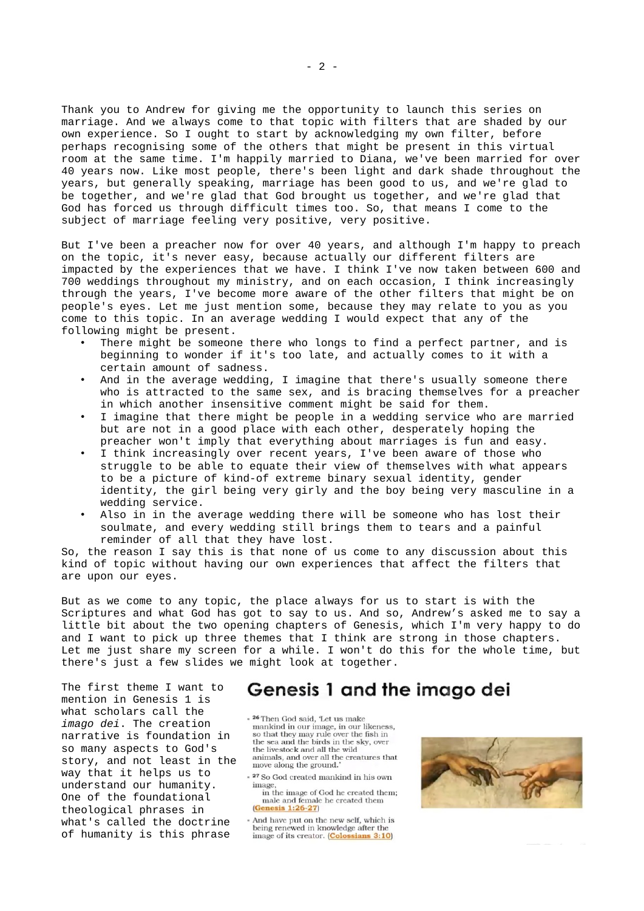Thank you to Andrew for giving me the opportunity to launch this series on marriage. And we always come to that topic with filters that are shaded by our own experience. So I ought to start by acknowledging my own filter, before perhaps recognising some of the others that might be present in this virtual room at the same time. I'm happily married to Diana, we've been married for over 40 years now. Like most people, there's been light and dark shade throughout the years, but generally speaking, marriage has been good to us, and we're glad to be together, and we're glad that God brought us together, and we're glad that God has forced us through difficult times too. So, that means I come to the subject of marriage feeling very positive, very positive.

But I've been a preacher now for over 40 years, and although I'm happy to preach on the topic, it's never easy, because actually our different filters are impacted by the experiences that we have. I think I've now taken between 600 and 700 weddings throughout my ministry, and on each occasion, I think increasingly through the years, I've become more aware of the other filters that might be on people's eyes. Let me just mention some, because they may relate to you as you come to this topic. In an average wedding I would expect that any of the following might be present.

- There might be someone there who longs to find a perfect partner, and is beginning to wonder if it's too late, and actually comes to it with a certain amount of sadness.
- And in the average wedding, I imagine that there's usually someone there who is attracted to the same sex, and is bracing themselves for a preacher in which another insensitive comment might be said for them.
- I imagine that there might be people in a wedding service who are married but are not in a good place with each other, desperately hoping the preacher won't imply that everything about marriages is fun and easy.
- I think increasingly over recent years, I've been aware of those who struggle to be able to equate their view of themselves with what appears to be a picture of kind-of extreme binary sexual identity, gender identity, the girl being very girly and the boy being very masculine in a wedding service.
- Also in in the average wedding there will be someone who has lost their soulmate, and every wedding still brings them to tears and a painful reminder of all that they have lost.

So, the reason I say this is that none of us come to any discussion about this kind of topic without having our own experiences that affect the filters that are upon our eyes.

But as we come to any topic, the place always for us to start is with the Scriptures and what God has got to say to us. And so, Andrew's asked me to say a little bit about the two opening chapters of Genesis, which I'm very happy to do and I want to pick up three themes that I think are strong in those chapters. Let me just share my screen for a while. I won't do this for the whole time, but there's just a few slides we might look at together.

The first theme I want to mention in Genesis 1 is what scholars call the *imago dei*. The creation narrative is foundation in so many aspects to God's story, and not least in the way that it helps us to understand our humanity. One of the foundational theological phrases in what's called the doctrine of humanity is this phrase

## Genesis 1 and the imago dei

- [26] Then God said, 'Let us make mankind in our image, in our likeness, so that they may rule over the fish in the sea and the birds in the sky, over the livestock and all the wild animals, and over all the creatures that move along the ground.'
- [27] So God created mankind in his own image, in the image of God he created them; male and female he created them (Genesis 1:26-27)
- And have put on the new self, which is being renewed in knowledge after the image of its creator. (Colossians 3:10)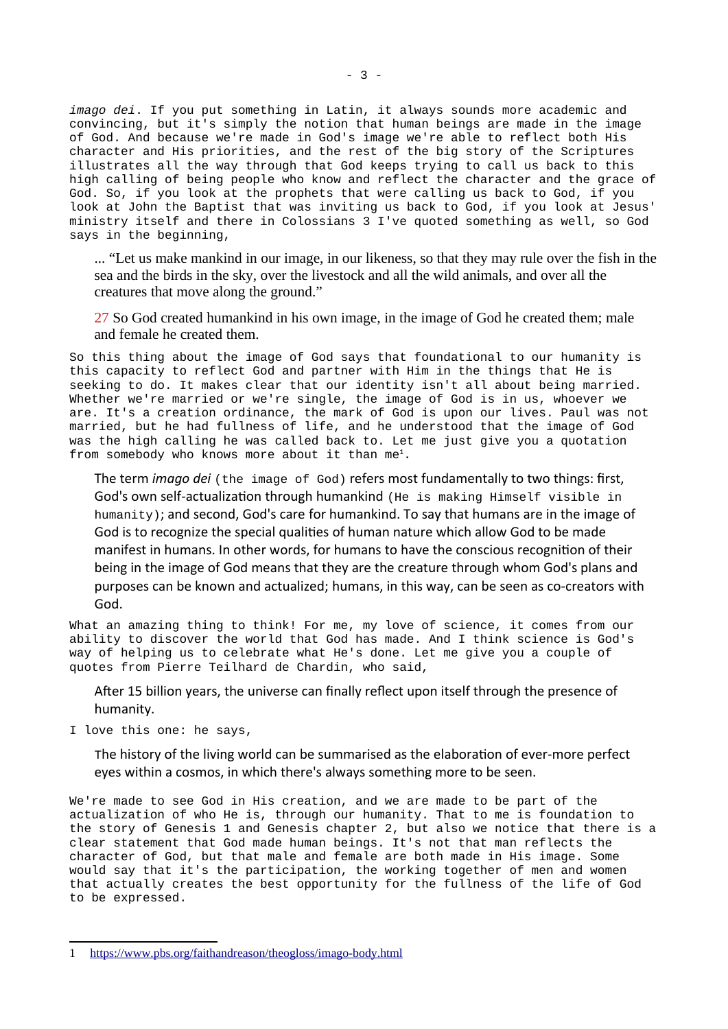*imago dei*. If you put something in Latin, it always sounds more academic and convincing, but it's simply the notion that human beings are made in the image of God. And because we're made in God's image we're able to reflect both His character and His priorities, and the rest of the big story of the Scriptures illustrates all the way through that God keeps trying to call us back to this high calling of being people who know and reflect the character and the grace of God. So, if you look at the prophets that were calling us back to God, if you look at John the Baptist that was inviting us back to God, if you look at Jesus' ministry itself and there in Colossians 3 I've quoted something as well, so God says in the beginning,

> ... "Let us make mankind in our image, in our likeness, so that they may rule over the fish in the sea and the birds in the sky, over the livestock and all the wild animals, and over all the creatures that move along the ground."
>
> 27 So God created humankind in his own image, in the image of God he created them; male and female he created them.

So this thing about the image of God says that foundational to our humanity is this capacity to reflect God and partner with Him in the things that He is seeking to do. It makes clear that our identity isn't all about being married. Whether we're married or we're single, the image of God is in us, whoever we are. It's a creation ordinance, the mark of God is upon our lives. Paul was not married, but he had fullness of life, and he understood that the image of God was the high calling he was called back to. Let me just give you a quotation from somebody who knows more about it than me[1].

> The term *imago dei* (the image of God) refers most fundamentally to two things: first, God's own self-actualization through humankind (He is making Himself visible in humanity); and second, God's care for humankind. To say that humans are in the image of God is to recognize the special qualities of human nature which allow God to be made manifest in humans. In other words, for humans to have the conscious recognition of their being in the image of God means that they are the creature through whom God's plans and purposes can be known and actualized; humans, in this way, can be seen as co-creators with God.

What an amazing thing to think! For me, my love of science, it comes from our ability to discover the world that God has made. And I think science is God's way of helping us to celebrate what He's done. Let me give you a couple of quotes from Pierre Teilhard de Chardin, who said,

> After 15 billion years, the universe can finally reflect upon itself through the presence of humanity.

I love this one: he says,

> The history of the living world can be summarised as the elaboration of ever-more perfect eyes within a cosmos, in which there's always something more to be seen.

We're made to see God in His creation, and we are made to be part of the actualization of who He is, through our humanity. That to me is foundation to the story of Genesis 1 and Genesis chapter 2, but also we notice that there is a clear statement that God made human beings. It's not that man reflects the character of God, but that male and female are both made in His image. Some would say that it's the participation, the working together of men and women that actually creates the best opportunity for the fullness of the life of God to be expressed.

---

1 https://www.pbs.org/faithandreason/theogloss/imago-body.html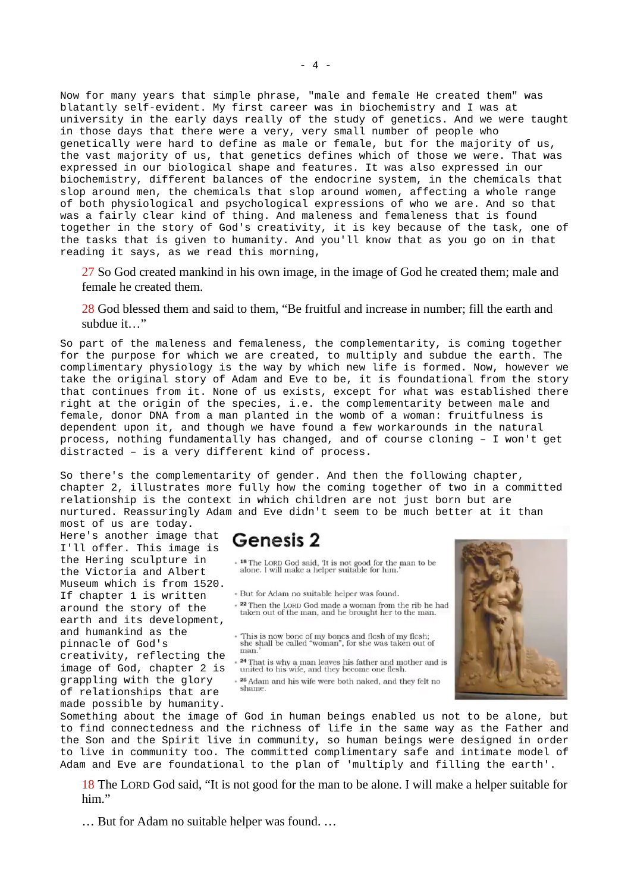Now for many years that simple phrase, "male and female He created them" was blatantly self-evident. My first career was in biochemistry and I was at university in the early days really of the study of genetics. And we were taught in those days that there were a very, very small number of people who genetically were hard to define as male or female, but for the majority of us, the vast majority of us, that genetics defines which of those we were. That was expressed in our biological shape and features. It was also expressed in our biochemistry, different balances of the endocrine system, in the chemicals that slop around men, the chemicals that slop around women, affecting a whole range of both physiological and psychological expressions of who we are. And so that was a fairly clear kind of thing. And maleness and femaleness that is found together in the story of God's creativity, it is key because of the task, one of the tasks that is given to humanity. And you'll know that as you go on in that reading it says, as we read this morning,

> 27 So God created mankind in his own image, in the image of God he created them; male and female he created them.
>
> 28 God blessed them and said to them, "Be fruitful and increase in number; fill the earth and subdue it…"

So part of the maleness and femaleness, the complementarity, is coming together for the purpose for which we are created, to multiply and subdue the earth. The complimentary physiology is the way by which new life is formed. Now, however we take the original story of Adam and Eve to be, it is foundational from the story that continues from it. None of us exists, except for what was established there right at the origin of the species, i.e. the complementarity between male and female, donor DNA from a man planted in the womb of a woman: fruitfulness is dependent upon it, and though we have found a few workarounds in the natural process, nothing fundamentally has changed, and of course cloning – I won't get distracted – is a very different kind of process.

So there's the complementarity of gender. And then the following chapter, chapter 2, illustrates more fully how the coming together of two in a committed relationship is the context in which children are not just born but are nurtured. Reassuringly Adam and Eve didn't seem to be much better at it than most of us are today.

Here's another image that I'll offer. This image is the Hering sculpture in the Victoria and Albert Museum which is from 1520. If chapter 1 is written around the story of the earth and its development, and humankind as the pinnacle of God's creativity, reflecting the image of God, chapter 2 is grappling with the glory of relationships that are made possible by humanity.

## Genesis 2

- 18 The LORD God said, 'It is not good for the man to be alone. I will make a helper suitable for him.'
- But for Adam no suitable helper was found.
- 22 Then the LORD God made a woman from the rib he had taken out of the man, and he brought her to the man.
- 'This is now bone of my bones and flesh of my flesh; she shall be called "woman", for she was taken out of man.'
- 24 That is why a man leaves his father and mother and is united to his wife, and they become one flesh.
- 25 Adam and his wife were both naked, and they felt no shame.

Something about the image of God in human beings enabled us not to be alone, but to find connectedness and the richness of life in the same way as the Father and the Son and the Spirit live in community, so human beings were designed in order to live in community too. The committed complimentary safe and intimate model of Adam and Eve are foundational to the plan of 'multiply and filling the earth'.

> 18 The LORD God said, "It is not good for the man to be alone. I will make a helper suitable for him."
>
> … But for Adam no suitable helper was found. …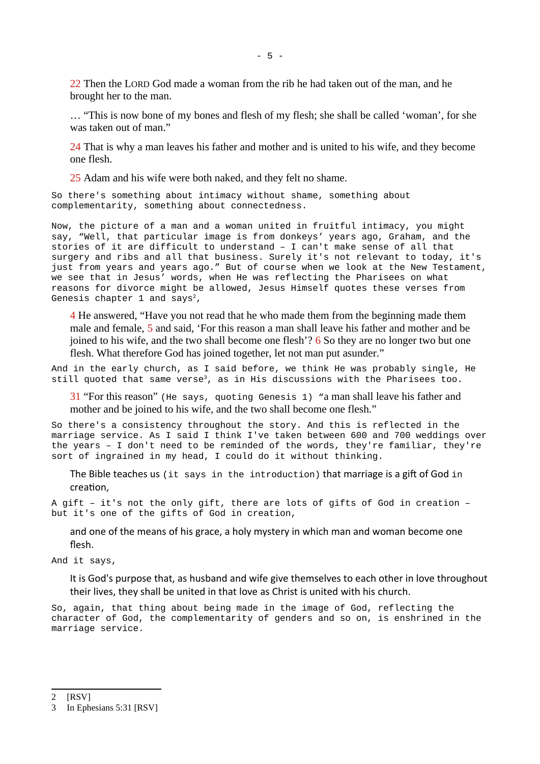22 Then the LORD God made a woman from the rib he had taken out of the man, and he brought her to the man.

… "This is now bone of my bones and flesh of my flesh; she shall be called 'woman', for she was taken out of man."

24 That is why a man leaves his father and mother and is united to his wife, and they become one flesh.

25 Adam and his wife were both naked, and they felt no shame.

So there's something about intimacy without shame, something about complementarity, something about connectedness.

Now, the picture of a man and a woman united in fruitful intimacy, you might say, "Well, that particular image is from donkeys' years ago, Graham, and the stories of it are difficult to understand – I can't make sense of all that surgery and ribs and all that business. Surely it's not relevant to today, it's just from years and years ago." But of course when we look at the New Testament, we see that in Jesus' words, when He was reflecting the Pharisees on what reasons for divorce might be allowed, Jesus Himself quotes these verses from Genesis chapter 1 and says[2],

> 4 He answered, "Have you not read that he who made them from the beginning made them male and female, 5 and said, 'For this reason a man shall leave his father and mother and be joined to his wife, and the two shall become one flesh'? 6 So they are no longer two but one flesh. What therefore God has joined together, let not man put asunder."

And in the early church, as I said before, we think He was probably single, He still quoted that same verse[3], as in His discussions with the Pharisees too.

> 31 "For this reason" (He says, quoting Genesis 1) "a man shall leave his father and mother and be joined to his wife, and the two shall become one flesh."

So there's a consistency throughout the story. And this is reflected in the marriage service. As I said I think I've taken between 600 and 700 weddings over the years – I don't need to be reminded of the words, they're familiar, they're sort of ingrained in my head, I could do it without thinking.

> The Bible teaches us (it says in the introduction) that marriage is a gift of God in creation,

A gift – it's not the only gift, there are lots of gifts of God in creation – but it's one of the gifts of God in creation,

> and one of the means of his grace, a holy mystery in which man and woman become one flesh.

And it says,

> It is God's purpose that, as husband and wife give themselves to each other in love throughout their lives, they shall be united in that love as Christ is united with his church.

So, again, that thing about being made in the image of God, reflecting the character of God, the complementarity of genders and so on, is enshrined in the marriage service.

---

2 [RSV]

3 In Ephesians 5:31 [RSV]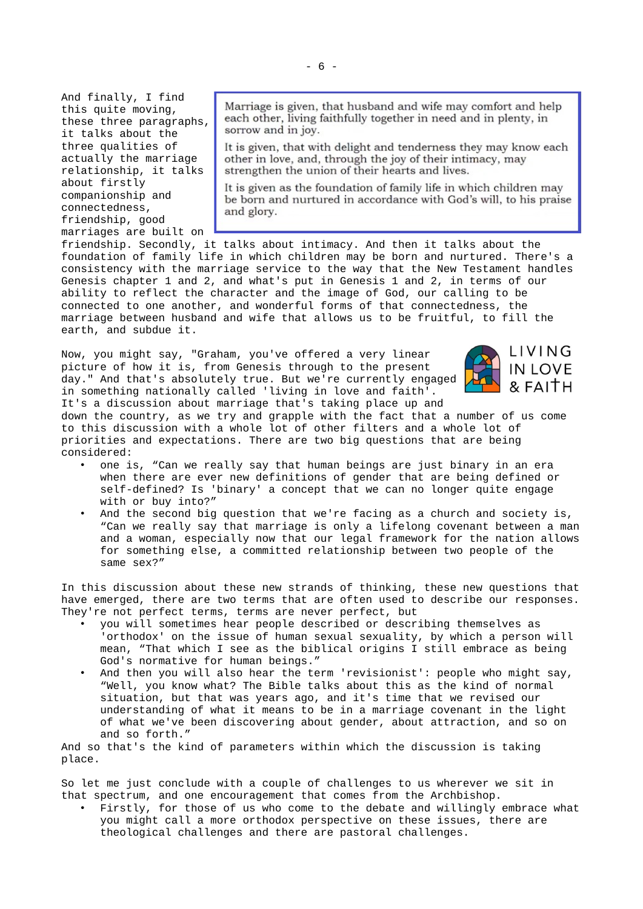> Marriage is given, that husband and wife may comfort and help each other, living faithfully together in need and in plenty, in sorrow and in joy.
>
> It is given, that with delight and tenderness they may know each other in love, and, through the joy of their intimacy, may strengthen the union of their hearts and lives.
>
> It is given as the foundation of family life in which children may be born and nurtured in accordance with God's will, to his praise and glory.

And finally, I find this quite moving, these three paragraphs, it talks about the three qualities of actually the marriage relationship, it talks about firstly companionship and connectedness, friendship, good marriages are built on friendship. Secondly, it talks about intimacy. And then it talks about the foundation of family life in which children may be born and nurtured. There's a consistency with the marriage service to the way that the New Testament handles Genesis chapter 1 and 2, and what's put in Genesis 1 and 2, in terms of our ability to reflect the character and the image of God, our calling to be connected to one another, and wonderful forms of that connectedness, the marriage between husband and wife that allows us to be fruitful, to fill the earth, and subdue it.

LIVING IN LOVE & FAITH

Now, you might say, "Graham, you've offered a very linear picture of how it is, from Genesis through to the present day." And that's absolutely true. But we're currently engaged in something nationally called 'living in love and faith'. It's a discussion about marriage that's taking place up and down the country, as we try and grapple with the fact that a number of us come to this discussion with a whole lot of other filters and a whole lot of priorities and expectations. There are two big questions that are being considered:

- one is, "Can we really say that human beings are just binary in an era when there are ever new definitions of gender that are being defined or self-defined? Is 'binary' a concept that we can no longer quite engage with or buy into?"
- And the second big question that we're facing as a church and society is, "Can we really say that marriage is only a lifelong covenant between a man and a woman, especially now that our legal framework for the nation allows for something else, a committed relationship between two people of the same sex?"

In this discussion about these new strands of thinking, these new questions that have emerged, there are two terms that are often used to describe our responses. They're not perfect terms, terms are never perfect, but

- you will sometimes hear people described or describing themselves as 'orthodox' on the issue of human sexual sexuality, by which a person will mean, "That which I see as the biblical origins I still embrace as being God's normative for human beings."
- And then you will also hear the term 'revisionist': people who might say, "Well, you know what? The Bible talks about this as the kind of normal situation, but that was years ago, and it's time that we revised our understanding of what it means to be in a marriage covenant in the light of what we've been discovering about gender, about attraction, and so on and so forth."

And so that's the kind of parameters within which the discussion is taking place.

So let me just conclude with a couple of challenges to us wherever we sit in that spectrum, and one encouragement that comes from the Archbishop.

- Firstly, for those of us who come to the debate and willingly embrace what you might call a more orthodox perspective on these issues, there are theological challenges and there are pastoral challenges.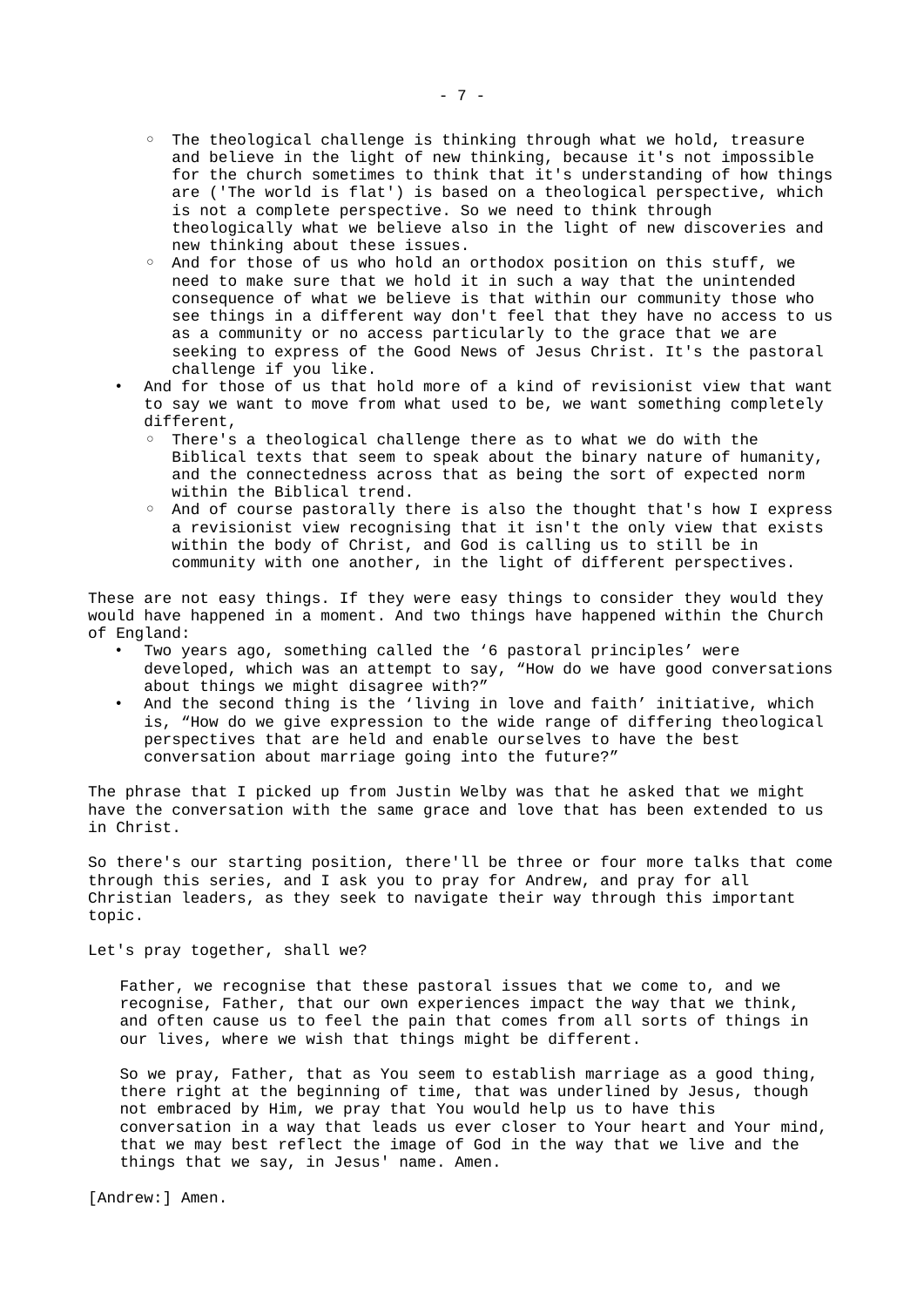- The theological challenge is thinking through what we hold, treasure and believe in the light of new thinking, because it's not impossible for the church sometimes to think that it's understanding of how things are ('The world is flat') is based on a theological perspective, which is not a complete perspective. So we need to think through theologically what we believe also in the light of new discoveries and new thinking about these issues.
  - And for those of us who hold an orthodox position on this stuff, we need to make sure that we hold it in such a way that the unintended consequence of what we believe is that within our community those who see things in a different way don't feel that they have no access to us as a community or no access particularly to the grace that we are seeking to express of the Good News of Jesus Christ. It's the pastoral challenge if you like.
- And for those of us that hold more of a kind of revisionist view that want to say we want to move from what used to be, we want something completely different,
  - There's a theological challenge there as to what we do with the Biblical texts that seem to speak about the binary nature of humanity, and the connectedness across that as being the sort of expected norm within the Biblical trend.
  - And of course pastorally there is also the thought that's how I express a revisionist view recognising that it isn't the only view that exists within the body of Christ, and God is calling us to still be in community with one another, in the light of different perspectives.

These are not easy things. If they were easy things to consider they would they would have happened in a moment. And two things have happened within the Church of England:

- Two years ago, something called the '6 pastoral principles' were developed, which was an attempt to say, "How do we have good conversations about things we might disagree with?"
- And the second thing is the 'living in love and faith' initiative, which is, "How do we give expression to the wide range of differing theological perspectives that are held and enable ourselves to have the best conversation about marriage going into the future?"

The phrase that I picked up from Justin Welby was that he asked that we might have the conversation with the same grace and love that has been extended to us in Christ.

So there's our starting position, there'll be three or four more talks that come through this series, and I ask you to pray for Andrew, and pray for all Christian leaders, as they seek to navigate their way through this important topic.

Let's pray together, shall we?

> Father, we recognise that these pastoral issues that we come to, and we recognise, Father, that our own experiences impact the way that we think, and often cause us to feel the pain that comes from all sorts of things in our lives, where we wish that things might be different.
>
> So we pray, Father, that as You seem to establish marriage as a good thing, there right at the beginning of time, that was underlined by Jesus, though not embraced by Him, we pray that You would help us to have this conversation in a way that leads us ever closer to Your heart and Your mind, that we may best reflect the image of God in the way that we live and the things that we say, in Jesus' name. Amen.

[Andrew:] Amen.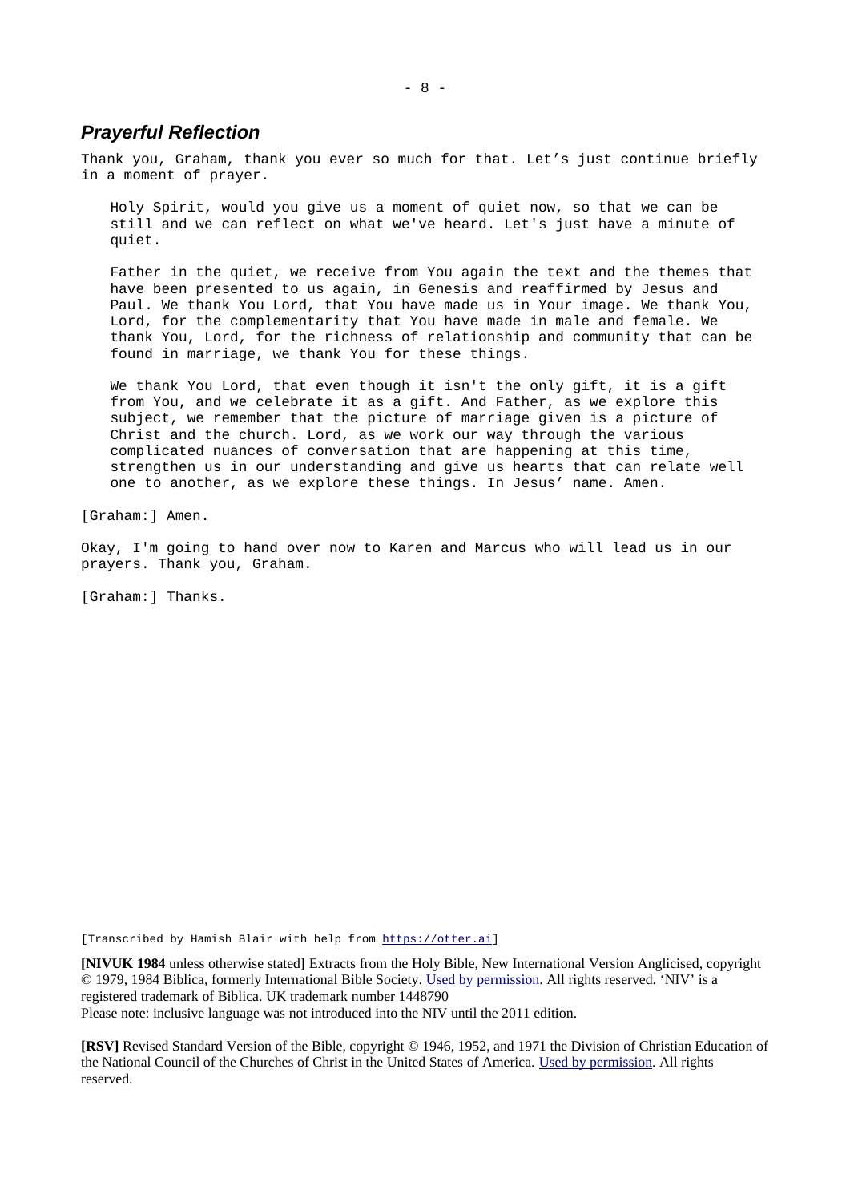## *Prayerful Reflection*

Thank you, Graham, thank you ever so much for that. Let's just continue briefly in a moment of prayer.

> Holy Spirit, would you give us a moment of quiet now, so that we can be still and we can reflect on what we've heard. Let's just have a minute of quiet.
>
> Father in the quiet, we receive from You again the text and the themes that have been presented to us again, in Genesis and reaffirmed by Jesus and Paul. We thank You Lord, that You have made us in Your image. We thank You, Lord, for the complementarity that You have made in male and female. We thank You, Lord, for the richness of relationship and community that can be found in marriage, we thank You for these things.
>
> We thank You Lord, that even though it isn't the only gift, it is a gift from You, and we celebrate it as a gift. And Father, as we explore this subject, we remember that the picture of marriage given is a picture of Christ and the church. Lord, as we work our way through the various complicated nuances of conversation that are happening at this time, strengthen us in our understanding and give us hearts that can relate well one to another, as we explore these things. In Jesus' name. Amen.

[Graham:] Amen.

Okay, I'm going to hand over now to Karen and Marcus who will lead us in our prayers. Thank you, Graham.

[Graham:] Thanks.

[Transcribed by Hamish Blair with help from https://otter.ai]

**[NIVUK 1984** unless otherwise stated**]** Extracts from the Holy Bible, New International Version Anglicised, copyright © 1979, 1984 Biblica, formerly International Bible Society. Used by permission. All rights reserved. 'NIV' is a registered trademark of Biblica. UK trademark number 1448790
Please note: inclusive language was not introduced into the NIV until the 2011 edition.

**[RSV]** Revised Standard Version of the Bible, copyright © 1946, 1952, and 1971 the Division of Christian Education of the National Council of the Churches of Christ in the United States of America. Used by permission. All rights reserved.